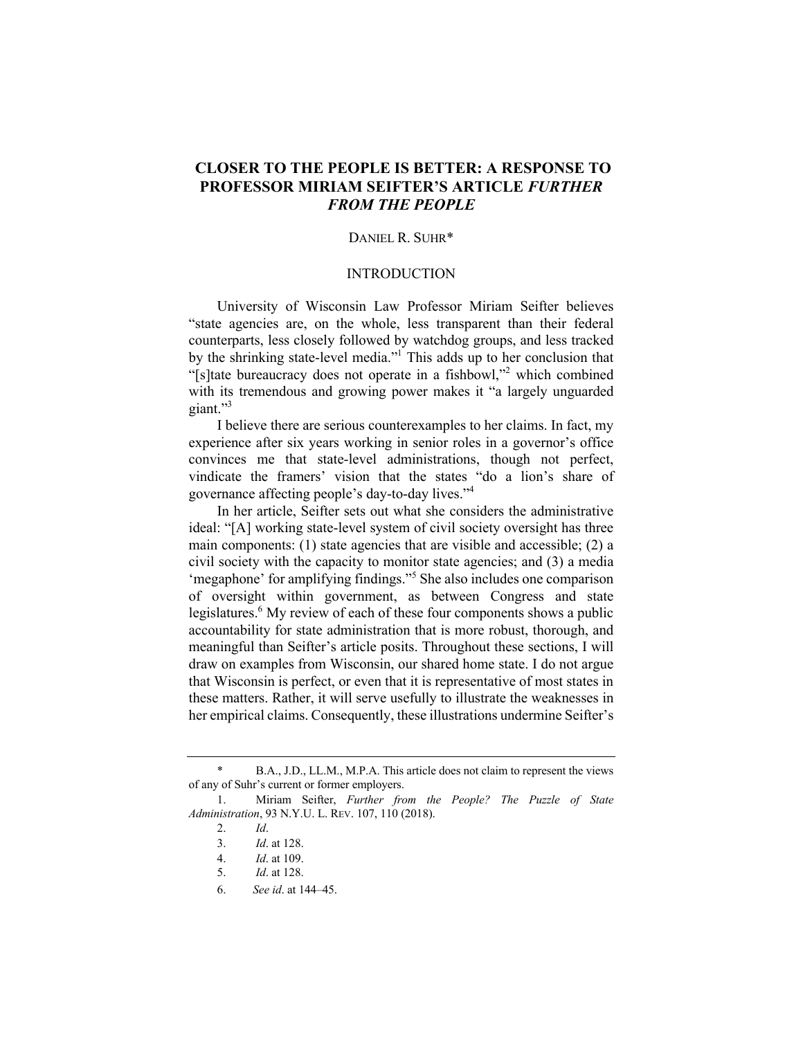# CLOSER TO THE PEOPLE IS BETTER: A RESPONSE TO PROFESSOR MIRIAM SEIFTER'S ARTICLE *FURTHER FROM THE PEOPLE*

DANIEL R. SUHR*

## INTRODUCTION

University of Wisconsin Law Professor Miriam Seifter believes "state agencies are, on the whole, less transparent than their federal counterparts, less closely followed by watchdog groups, and less tracked by the shrinking state-level media."[1] This adds up to her conclusion that "[s]tate bureaucracy does not operate in a fishbowl,"[2] which combined with its tremendous and growing power makes it "a largely unguarded giant."[3]

I believe there are serious counterexamples to her claims. In fact, my experience after six years working in senior roles in a governor's office convinces me that state-level administrations, though not perfect, vindicate the framers' vision that the states "do a lion's share of governance affecting people's day-to-day lives."[4]

In her article, Seifter sets out what she considers the administrative ideal: "[A] working state-level system of civil society oversight has three main components: (1) state agencies that are visible and accessible; (2) a civil society with the capacity to monitor state agencies; and (3) a media 'megaphone' for amplifying findings."[5] She also includes one comparison of oversight within government, as between Congress and state legislatures.[6] My review of each of these four components shows a public accountability for state administration that is more robust, thorough, and meaningful than Seifter's article posits. Throughout these sections, I will draw on examples from Wisconsin, our shared home state. I do not argue that Wisconsin is perfect, or even that it is representative of most states in these matters. Rather, it will serve usefully to illustrate the weaknesses in her empirical claims. Consequently, these illustrations undermine Seifter's

---

\* B.A., J.D., LL.M., M.P.A. This article does not claim to represent the views of any of Suhr's current or former employers.

1. Miriam Seifter, *Further from the People? The Puzzle of State Administration*, 93 N.Y.U. L. REV. 107, 110 (2018).
2. *Id*.
3. *Id*. at 128.
4. *Id*. at 109.
5. *Id*. at 128.
6. *See id*. at 144–45.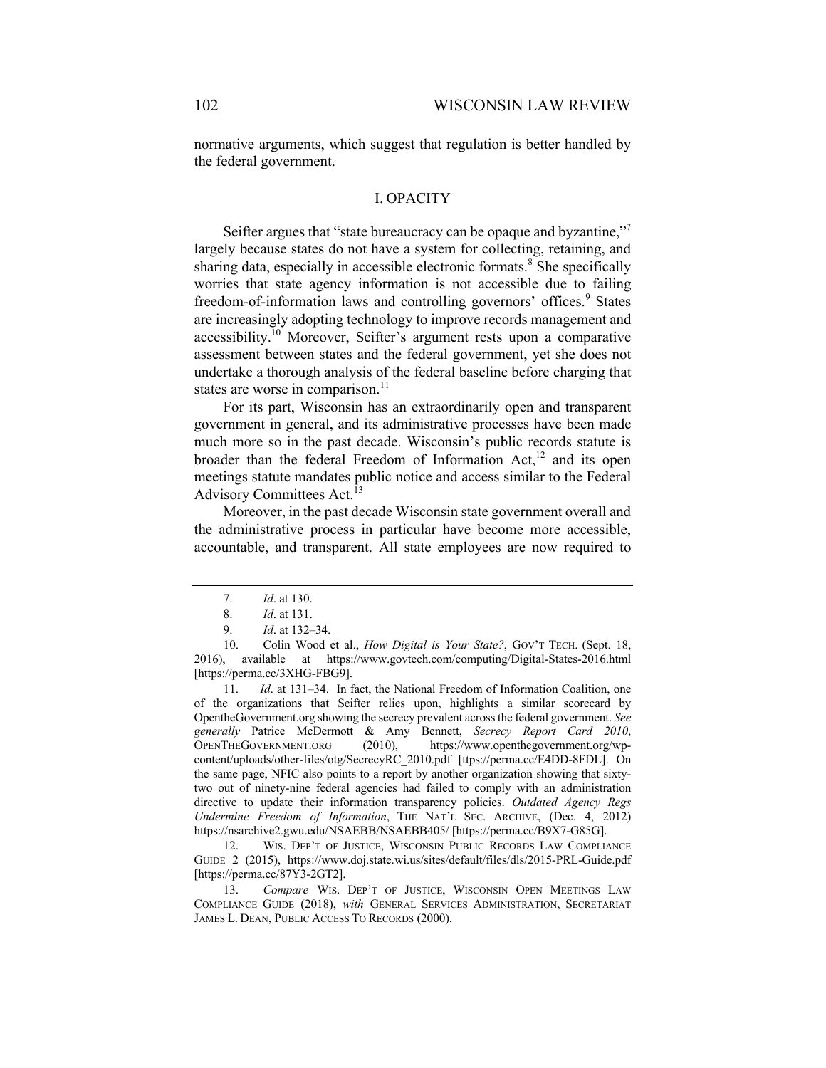normative arguments, which suggest that regulation is better handled by the federal government.

## I. OPACITY

Seifter argues that "state bureaucracy can be opaque and byzantine,"[7] largely because states do not have a system for collecting, retaining, and sharing data, especially in accessible electronic formats.[8] She specifically worries that state agency information is not accessible due to failing freedom-of-information laws and controlling governors' offices.[9] States are increasingly adopting technology to improve records management and accessibility.[10] Moreover, Seifter's argument rests upon a comparative assessment between states and the federal government, yet she does not undertake a thorough analysis of the federal baseline before charging that states are worse in comparison.[11]

For its part, Wisconsin has an extraordinarily open and transparent government in general, and its administrative processes have been made much more so in the past decade. Wisconsin's public records statute is broader than the federal Freedom of Information Act,[12] and its open meetings statute mandates public notice and access similar to the Federal Advisory Committees Act.[13]

Moreover, in the past decade Wisconsin state government overall and the administrative process in particular have become more accessible, accountable, and transparent. All state employees are now required to

---

7. *Id*. at 130.

8. *Id*. at 131.

9. *Id*. at 132–34.

10. Colin Wood et al., *How Digital is Your State?*, GOV'T TECH. (Sept. 18, 2016), available at https://www.govtech.com/computing/Digital-States-2016.html [https://perma.cc/3XHG-FBG9].

11. *Id*. at 131–34. In fact, the National Freedom of Information Coalition, one of the organizations that Seifter relies upon, highlights a similar scorecard by OpentheGovernment.org showing the secrecy prevalent across the federal government. *See generally* Patrice McDermott & Amy Bennett, *Secrecy Report Card 2010*, OPENTHEGOVERNMENT.ORG (2010), https://www.openthegovernment.org/wp-content/uploads/other-files/otg/SecrecyRC_2010.pdf [ttps://perma.cc/E4DD-8FDL]. On the same page, NFIC also points to a report by another organization showing that sixty-two out of ninety-nine federal agencies had failed to comply with an administration directive to update their information transparency policies. *Outdated Agency Regs Undermine Freedom of Information*, THE NAT'L SEC. ARCHIVE, (Dec. 4, 2012) https://nsarchive2.gwu.edu/NSAEBB/NSAEBB405/ [https://perma.cc/B9X7-G85G].

12. WIS. DEP'T OF JUSTICE, WISCONSIN PUBLIC RECORDS LAW COMPLIANCE GUIDE 2 (2015), https://www.doj.state.wi.us/sites/default/files/dls/2015-PRL-Guide.pdf [https://perma.cc/87Y3-2GT2].

13. *Compare* WIS. DEP'T OF JUSTICE, WISCONSIN OPEN MEETINGS LAW COMPLIANCE GUIDE (2018), *with* GENERAL SERVICES ADMINISTRATION, SECRETARIAT JAMES L. DEAN, PUBLIC ACCESS TO RECORDS (2000).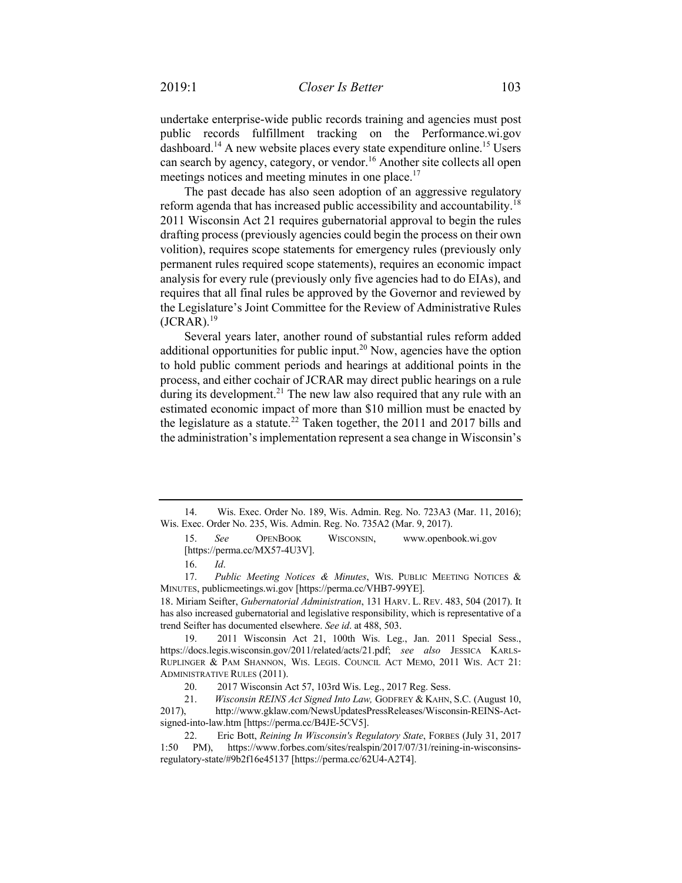undertake enterprise-wide public records training and agencies must post public records fulfillment tracking on the Performance.wi.gov dashboard.[14] A new website places every state expenditure online.[15] Users can search by agency, category, or vendor.[16] Another site collects all open meetings notices and meeting minutes in one place.[17]

The past decade has also seen adoption of an aggressive regulatory reform agenda that has increased public accessibility and accountability.[18] 2011 Wisconsin Act 21 requires gubernatorial approval to begin the rules drafting process (previously agencies could begin the process on their own volition), requires scope statements for emergency rules (previously only permanent rules required scope statements), requires an economic impact analysis for every rule (previously only five agencies had to do EIAs), and requires that all final rules be approved by the Governor and reviewed by the Legislature's Joint Committee for the Review of Administrative Rules (JCRAR).[19]

Several years later, another round of substantial rules reform added additional opportunities for public input.[20] Now, agencies have the option to hold public comment periods and hearings at additional points in the process, and either cochair of JCRAR may direct public hearings on a rule during its development.[21] The new law also required that any rule with an estimated economic impact of more than $10 million must be enacted by the legislature as a statute.[22] Taken together, the 2011 and 2017 bills and the administration's implementation represent a sea change in Wisconsin's

---

14. Wis. Exec. Order No. 189, Wis. Admin. Reg. No. 723A3 (Mar. 11, 2016); Wis. Exec. Order No. 235, Wis. Admin. Reg. No. 735A2 (Mar. 9, 2017).

15. *See* OPENBOOK WISCONSIN, www.openbook.wi.gov [https://perma.cc/MX57-4U3V].

16. *Id*.

17. *Public Meeting Notices & Minutes*, WIS. PUBLIC MEETING NOTICES & MINUTES, publicmeetings.wi.gov [https://perma.cc/VHB7-99YE].

18. Miriam Seifter, *Gubernatorial Administration*, 131 HARV. L. REV. 483, 504 (2017). It has also increased gubernatorial and legislative responsibility, which is representative of a trend Seifter has documented elsewhere. *See id*. at 488, 503.

19. 2011 Wisconsin Act 21, 100th Wis. Leg., Jan. 2011 Special Sess., https://docs.legis.wisconsin.gov/2011/related/acts/21.pdf; *see also* JESSICA KARLS-RUPLINGER & PAM SHANNON, WIS. LEGIS. COUNCIL ACT MEMO, 2011 WIS. ACT 21: ADMINISTRATIVE RULES (2011).

20. 2017 Wisconsin Act 57, 103rd Wis. Leg., 2017 Reg. Sess.

21. *Wisconsin REINS Act Signed Into Law,* GODFREY & KAHN, S.C. (August 10, 2017), http://www.gklaw.com/NewsUpdatesPressReleases/Wisconsin-REINS-Act-signed-into-law.htm [https://perma.cc/B4JE-5CV5].

22. Eric Bott, *Reining In Wisconsin's Regulatory State*, FORBES (July 31, 2017 1:50 PM), https://www.forbes.com/sites/realspin/2017/07/31/reining-in-wisconsins-regulatory-state/#9b2f16e45137 [https://perma.cc/62U4-A2T4].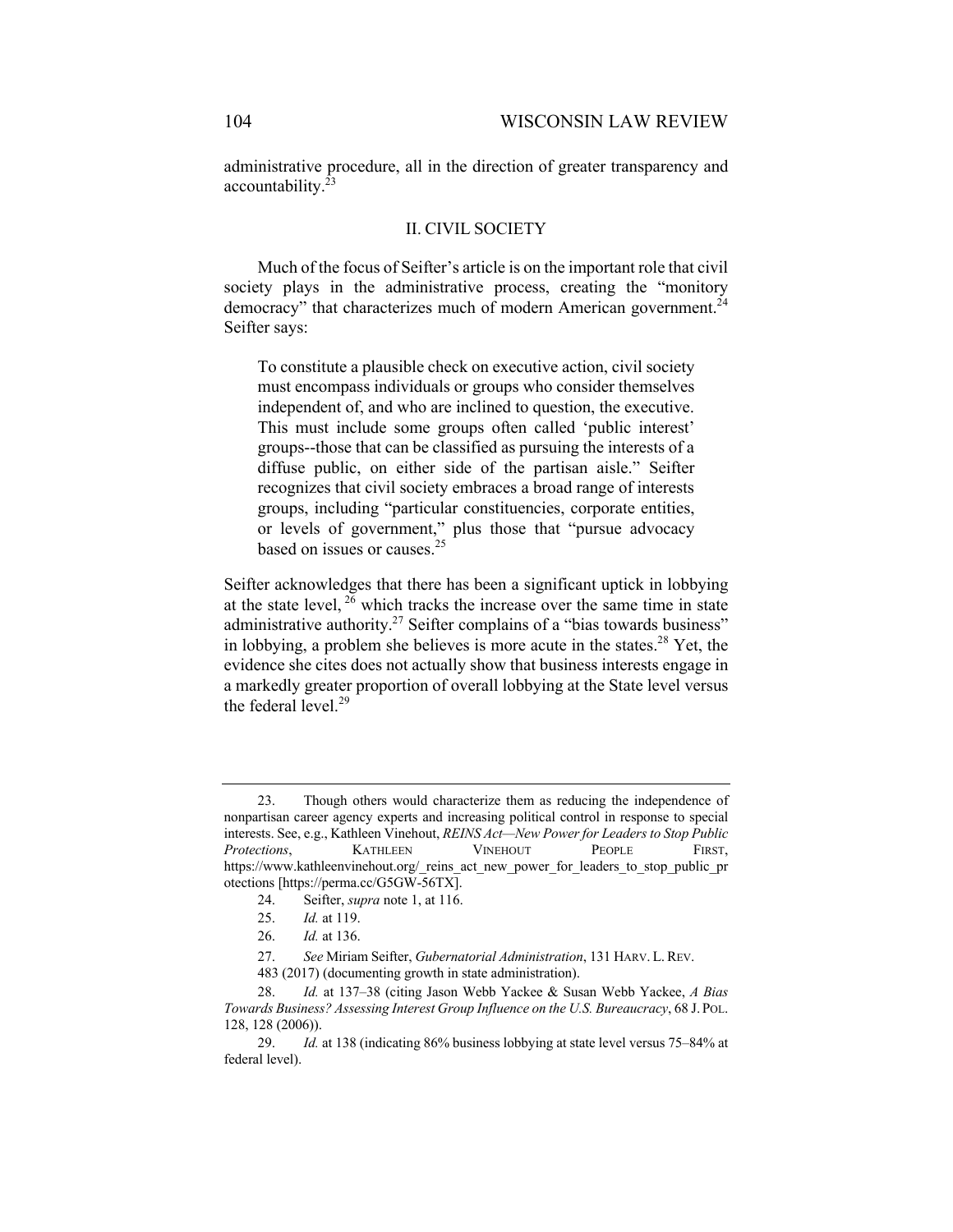administrative procedure, all in the direction of greater transparency and accountability.[23]

## II. CIVIL SOCIETY

Much of the focus of Seifter's article is on the important role that civil society plays in the administrative process, creating the "monitory democracy" that characterizes much of modern American government.[24] Seifter says:

> To constitute a plausible check on executive action, civil society must encompass individuals or groups who consider themselves independent of, and who are inclined to question, the executive. This must include some groups often called 'public interest' groups--those that can be classified as pursuing the interests of a diffuse public, on either side of the partisan aisle." Seifter recognizes that civil society embraces a broad range of interests groups, including "particular constituencies, corporate entities, or levels of government," plus those that "pursue advocacy based on issues or causes.[25]

Seifter acknowledges that there has been a significant uptick in lobbying at the state level,[26] which tracks the increase over the same time in state administrative authority.[27] Seifter complains of a "bias towards business" in lobbying, a problem she believes is more acute in the states.[28] Yet, the evidence she cites does not actually show that business interests engage in a markedly greater proportion of overall lobbying at the State level versus the federal level.[29]

---

23. Though others would characterize them as reducing the independence of nonpartisan career agency experts and increasing political control in response to special interests. See, e.g., Kathleen Vinehout, *REINS Act—New Power for Leaders to Stop Public Protections*, KATHLEEN VINEHOUT PEOPLE FIRST, https://www.kathleenvinehout.org/_reins_act_new_power_for_leaders_to_stop_public_protections [https://perma.cc/G5GW-56TX].

24. Seifter, *supra* note 1, at 116.

25. *Id.* at 119.

26. *Id.* at 136.

27. *See* Miriam Seifter, *Gubernatorial Administration*, 131 HARV. L. REV. 483 (2017) (documenting growth in state administration).

28. *Id.* at 137–38 (citing Jason Webb Yackee & Susan Webb Yackee, *A Bias Towards Business? Assessing Interest Group Influence on the U.S. Bureaucracy*, 68 J. POL. 128, 128 (2006)).

29. *Id.* at 138 (indicating 86% business lobbying at state level versus 75–84% at federal level).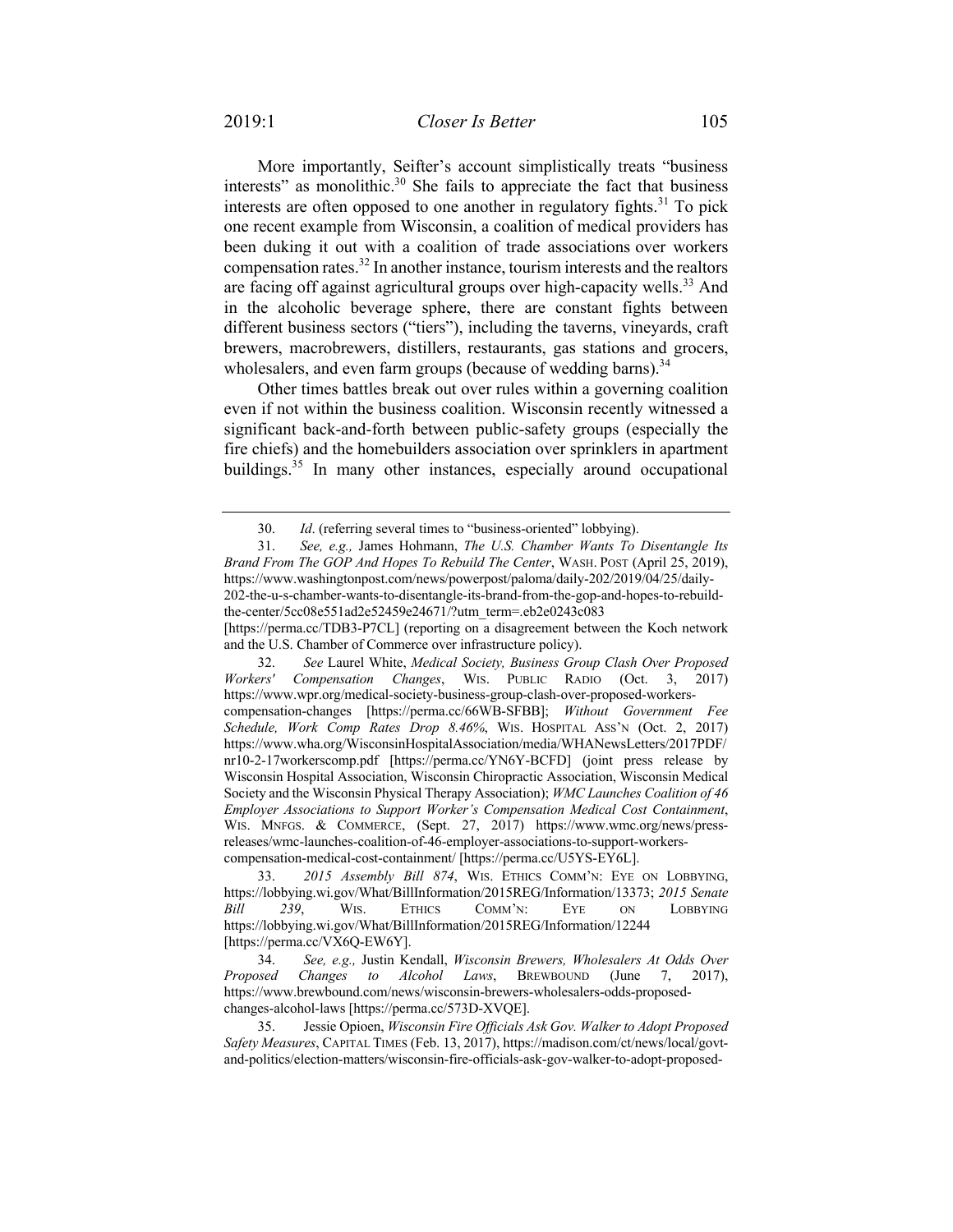More importantly, Seifter's account simplistically treats "business interests" as monolithic.[30] She fails to appreciate the fact that business interests are often opposed to one another in regulatory fights.[31] To pick one recent example from Wisconsin, a coalition of medical providers has been duking it out with a coalition of trade associations over workers compensation rates.[32] In another instance, tourism interests and the realtors are facing off against agricultural groups over high-capacity wells.[33] And in the alcoholic beverage sphere, there are constant fights between different business sectors ("tiers"), including the taverns, vineyards, craft brewers, macrobrewers, distillers, restaurants, gas stations and grocers, wholesalers, and even farm groups (because of wedding barns).[34]

Other times battles break out over rules within a governing coalition even if not within the business coalition. Wisconsin recently witnessed a significant back-and-forth between public-safety groups (especially the fire chiefs) and the homebuilders association over sprinklers in apartment buildings.[35] In many other instances, especially around occupational

---

30. *Id*. (referring several times to "business-oriented" lobbying).

31. *See, e.g.,* James Hohmann, *The U.S. Chamber Wants To Disentangle Its Brand From The GOP And Hopes To Rebuild The Center*, WASH. POST (April 25, 2019), https://www.washingtonpost.com/news/powerpost/paloma/daily-202/2019/04/25/daily-202-the-u-s-chamber-wants-to-disentangle-its-brand-from-the-gop-and-hopes-to-rebuild-the-center/5cc08e551ad2e52459e24671/?utm_term=.eb2e0243c083 [https://perma.cc/TDB3-P7CL] (reporting on a disagreement between the Koch network and the U.S. Chamber of Commerce over infrastructure policy).

32. *See* Laurel White, *Medical Society, Business Group Clash Over Proposed Workers' Compensation Changes*, WIS. PUBLIC RADIO (Oct. 3, 2017) https://www.wpr.org/medical-society-business-group-clash-over-proposed-workers-compensation-changes [https://perma.cc/66WB-SFBB]; *Without Government Fee Schedule, Work Comp Rates Drop 8.46%*, WIS. HOSPITAL ASS'N (Oct. 2, 2017) https://www.wha.org/WisconsinHospitalAssociation/media/WHANewsLetters/2017PDF/nr10-2-17workerscomp.pdf [https://perma.cc/YN6Y-BCFD] (joint press release by Wisconsin Hospital Association, Wisconsin Chiropractic Association, Wisconsin Medical Society and the Wisconsin Physical Therapy Association); *WMC Launches Coalition of 46 Employer Associations to Support Worker's Compensation Medical Cost Containment*, WIS. MNFGS. & COMMERCE, (Sept. 27, 2017) https://www.wmc.org/news/press-releases/wmc-launches-coalition-of-46-employer-associations-to-support-workers-compensation-medical-cost-containment/ [https://perma.cc/U5YS-EY6L].

33. *2015 Assembly Bill 874*, WIS. ETHICS COMM'N: EYE ON LOBBYING, https://lobbying.wi.gov/What/BillInformation/2015REG/Information/13373; *2015 Senate Bill 239*, WIS. ETHICS COMM'N: EYE ON LOBBYING https://lobbying.wi.gov/What/BillInformation/2015REG/Information/12244 [https://perma.cc/VX6Q-EW6Y].

34. *See, e.g.,* Justin Kendall, *Wisconsin Brewers, Wholesalers At Odds Over Proposed Changes to Alcohol Laws*, BREWBOUND (June 7, 2017), https://www.brewbound.com/news/wisconsin-brewers-wholesalers-odds-proposed-changes-alcohol-laws [https://perma.cc/573D-XVQE].

35. Jessie Opioen, *Wisconsin Fire Officials Ask Gov. Walker to Adopt Proposed Safety Measures*, CAPITAL TIMES (Feb. 13, 2017), https://madison.com/ct/news/local/govt-and-politics/election-matters/wisconsin-fire-officials-ask-gov-walker-to-adopt-proposed-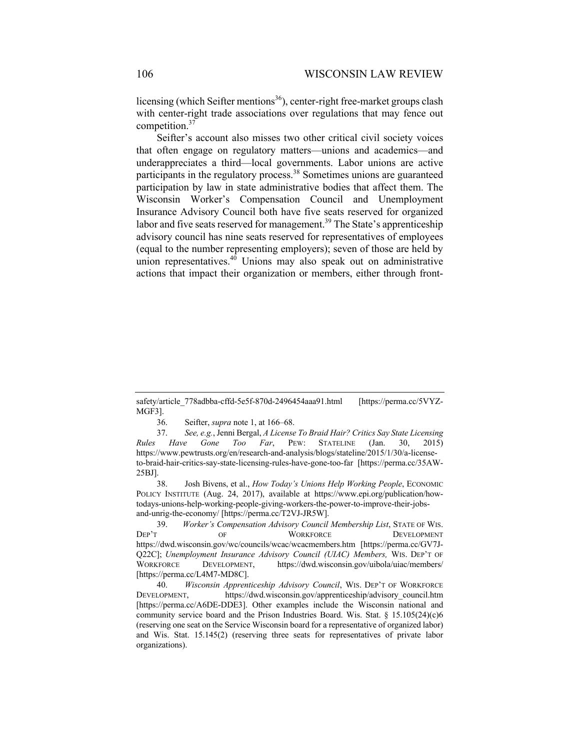licensing (which Seifter mentions[36]), center-right free-market groups clash with center-right trade associations over regulations that may fence out competition.[37]

Seifter's account also misses two other critical civil society voices that often engage on regulatory matters—unions and academics—and underappreciates a third—local governments. Labor unions are active participants in the regulatory process.[38] Sometimes unions are guaranteed participation by law in state administrative bodies that affect them. The Wisconsin Worker's Compensation Council and Unemployment Insurance Advisory Council both have five seats reserved for organized labor and five seats reserved for management.[39] The State's apprenticeship advisory council has nine seats reserved for representatives of employees (equal to the number representing employers); seven of those are held by union representatives.[40] Unions may also speak out on administrative actions that impact their organization or members, either through front-

---

safety/article_778adbba-cffd-5e5f-870d-2496454aaa91.html [https://perma.cc/5VYZ-MGF3].

36. Seifter, *supra* note 1, at 166–68.

37. *See, e.g.*, Jenni Bergal, *A License To Braid Hair? Critics Say State Licensing Rules Have Gone Too Far*, PEW: STATELINE (Jan. 30, 2015) https://www.pewtrusts.org/en/research-and-analysis/blogs/stateline/2015/1/30/a-license-to-braid-hair-critics-say-state-licensing-rules-have-gone-too-far [https://perma.cc/35AW-25BJ].

38. Josh Bivens, et al., *How Today's Unions Help Working People*, ECONOMIC POLICY INSTITUTE (Aug. 24, 2017), available at https://www.epi.org/publication/how-todays-unions-help-working-people-giving-workers-the-power-to-improve-their-jobs-and-unrig-the-economy/ [https://perma.cc/T2VJ-JR5W].

39. *Worker's Compensation Advisory Council Membership List*, STATE OF WIS. DEP'T OF WORKFORCE DEVELOPMENT https://dwd.wisconsin.gov/wc/councils/wcac/wcacmembers.htm [https://perma.cc/GV7J-Q22C]; *Unemployment Insurance Advisory Council (UIAC) Members,* WIS. DEP'T OF WORKFORCE DEVELOPMENT, https://dwd.wisconsin.gov/uibola/uiac/members/ [https://perma.cc/L4M7-MD8C].

40. *Wisconsin Apprenticeship Advisory Council*, WIS. DEP'T OF WORKFORCE DEVELOPMENT, https://dwd.wisconsin.gov/apprenticeship/advisory_council.htm [https://perma.cc/A6DE-DDE3]. Other examples include the Wisconsin national and community service board and the Prison Industries Board. Wis. Stat. § 15.105(24)(c)6 (reserving one seat on the Service Wisconsin board for a representative of organized labor) and Wis. Stat. 15.145(2) (reserving three seats for representatives of private labor organizations).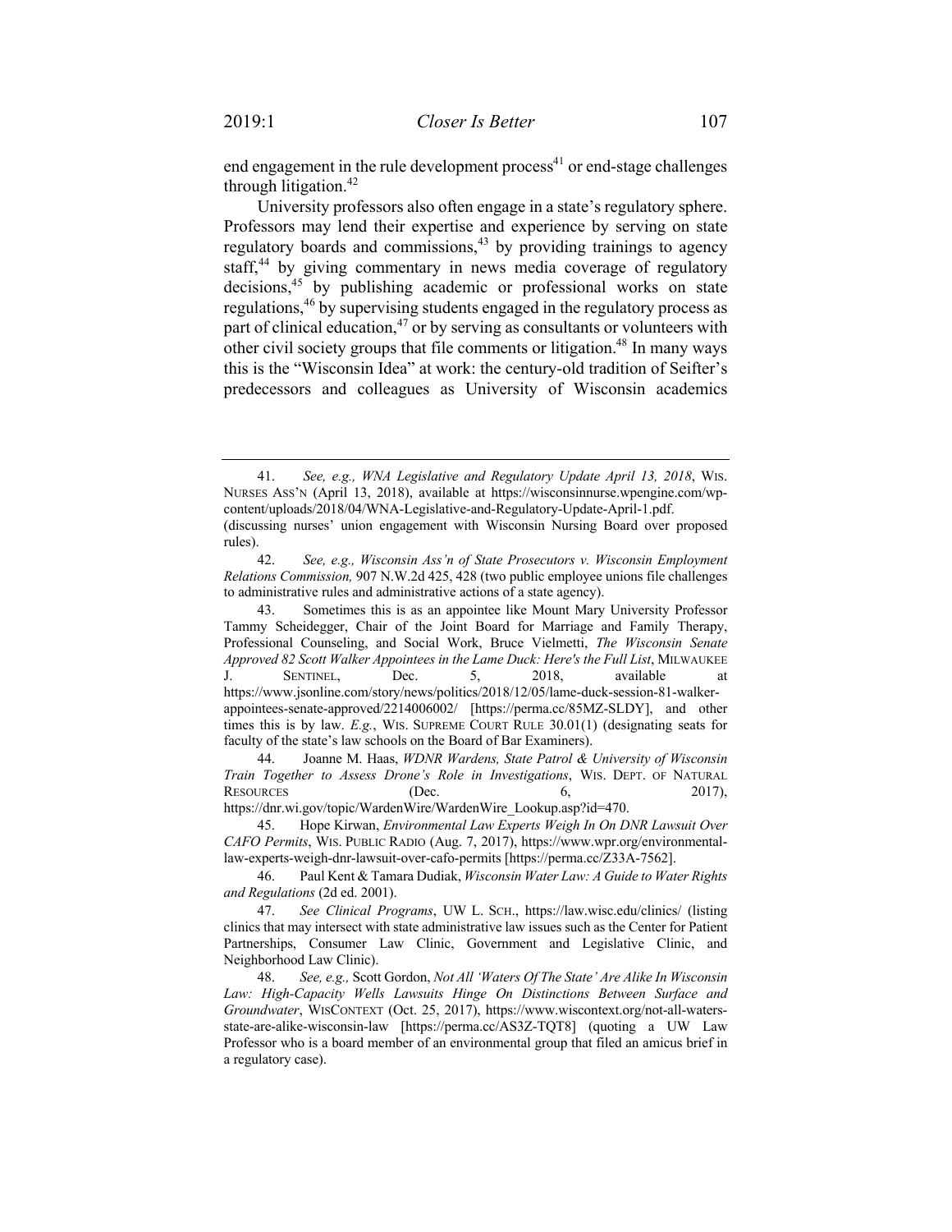end engagement in the rule development process[41] or end-stage challenges through litigation.[42]

University professors also often engage in a state's regulatory sphere. Professors may lend their expertise and experience by serving on state regulatory boards and commissions,[43] by providing trainings to agency staff,[44] by giving commentary in news media coverage of regulatory decisions,[45] by publishing academic or professional works on state regulations,[46] by supervising students engaged in the regulatory process as part of clinical education,[47] or by serving as consultants or volunteers with other civil society groups that file comments or litigation.[48] In many ways this is the "Wisconsin Idea" at work: the century-old tradition of Seifter's predecessors and colleagues as University of Wisconsin academics

---

41. *See, e.g., WNA Legislative and Regulatory Update April 13, 2018*, WIS. NURSES ASS'N (April 13, 2018), available at https://wisconsinnurse.wpengine.com/wp-content/uploads/2018/04/WNA-Legislative-and-Regulatory-Update-April-1.pdf. (discussing nurses' union engagement with Wisconsin Nursing Board over proposed rules).

42. *See, e.g., Wisconsin Ass'n of State Prosecutors v. Wisconsin Employment Relations Commission,* 907 N.W.2d 425, 428 (two public employee unions file challenges to administrative rules and administrative actions of a state agency).

43. Sometimes this is as an appointee like Mount Mary University Professor Tammy Scheidegger, Chair of the Joint Board for Marriage and Family Therapy, Professional Counseling, and Social Work, Bruce Vielmetti, *The Wisconsin Senate Approved 82 Scott Walker Appointees in the Lame Duck: Here's the Full List*, MILWAUKEE J. SENTINEL, Dec. 5, 2018, available at https://www.jsonline.com/story/news/politics/2018/12/05/lame-duck-session-81-walker-appointees-senate-approved/2214006002/ [https://perma.cc/85MZ-SLDY], and other times this is by law. *E.g.*, WIS. SUPREME COURT RULE 30.01(1) (designating seats for faculty of the state's law schools on the Board of Bar Examiners).

44. Joanne M. Haas, *WDNR Wardens, State Patrol & University of Wisconsin Train Together to Assess Drone's Role in Investigations*, WIS. DEPT. OF NATURAL RESOURCES (Dec. 6, 2017), https://dnr.wi.gov/topic/WardenWire/WardenWire_Lookup.asp?id=470.

45. Hope Kirwan, *Environmental Law Experts Weigh In On DNR Lawsuit Over CAFO Permits*, WIS. PUBLIC RADIO (Aug. 7, 2017), https://www.wpr.org/environmental-law-experts-weigh-dnr-lawsuit-over-cafo-permits [https://perma.cc/Z33A-7562].

46. Paul Kent & Tamara Dudiak, *Wisconsin Water Law: A Guide to Water Rights and Regulations* (2d ed. 2001).

47. *See Clinical Programs*, UW L. SCH., https://law.wisc.edu/clinics/ (listing clinics that may intersect with state administrative law issues such as the Center for Patient Partnerships, Consumer Law Clinic, Government and Legislative Clinic, and Neighborhood Law Clinic).

48. *See, e.g.,* Scott Gordon, *Not All 'Waters Of The State' Are Alike In Wisconsin Law: High-Capacity Wells Lawsuits Hinge On Distinctions Between Surface and Groundwater*, WISCONTEXT (Oct. 25, 2017), https://www.wiscontext.org/not-all-waters-state-are-alike-wisconsin-law [https://perma.cc/AS3Z-TQT8] (quoting a UW Law Professor who is a board member of an environmental group that filed an amicus brief in a regulatory case).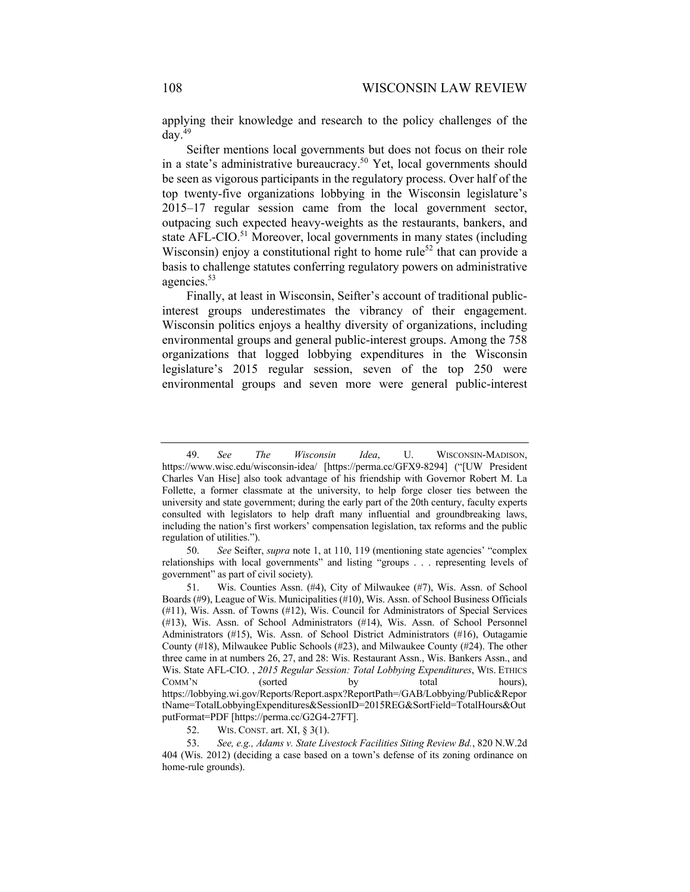applying their knowledge and research to the policy challenges of the day.[49]

Seifter mentions local governments but does not focus on their role in a state's administrative bureaucracy.[50] Yet, local governments should be seen as vigorous participants in the regulatory process. Over half of the top twenty-five organizations lobbying in the Wisconsin legislature's 2015–17 regular session came from the local government sector, outpacing such expected heavy-weights as the restaurants, bankers, and state AFL-CIO.[51] Moreover, local governments in many states (including Wisconsin) enjoy a constitutional right to home rule[52] that can provide a basis to challenge statutes conferring regulatory powers on administrative agencies.[53]

Finally, at least in Wisconsin, Seifter's account of traditional public-interest groups underestimates the vibrancy of their engagement. Wisconsin politics enjoys a healthy diversity of organizations, including environmental groups and general public-interest groups. Among the 758 organizations that logged lobbying expenditures in the Wisconsin legislature's 2015 regular session, seven of the top 250 were environmental groups and seven more were general public-interest

---

49. *See The Wisconsin Idea*, U. WISCONSIN-MADISON, https://www.wisc.edu/wisconsin-idea/ [https://perma.cc/GFX9-8294] ("[UW President Charles Van Hise] also took advantage of his friendship with Governor Robert M. La Follette, a former classmate at the university, to help forge closer ties between the university and state government; during the early part of the 20th century, faculty experts consulted with legislators to help draft many influential and groundbreaking laws, including the nation's first workers' compensation legislation, tax reforms and the public regulation of utilities.").

50. *See* Seifter, *supra* note 1, at 110, 119 (mentioning state agencies' "complex relationships with local governments" and listing "groups . . . representing levels of government" as part of civil society).

51. Wis. Counties Assn. (#4), City of Milwaukee (#7), Wis. Assn. of School Boards (#9), League of Wis. Municipalities (#10), Wis. Assn. of School Business Officials (#11), Wis. Assn. of Towns (#12), Wis. Council for Administrators of Special Services (#13), Wis. Assn. of School Administrators (#14), Wis. Assn. of School Personnel Administrators (#15), Wis. Assn. of School District Administrators (#16), Outagamie County (#18), Milwaukee Public Schools (#23), and Milwaukee County (#24). The other three came in at numbers 26, 27, and 28: Wis. Restaurant Assn., Wis. Bankers Assn., and Wis. State AFL-CIO. , *2015 Regular Session: Total Lobbying Expenditures*, WIS. ETHICS COMM'N (sorted by total hours), https://lobbying.wi.gov/Reports/Report.aspx?ReportPath=/GAB/Lobbying/Public&ReportName=TotalLobbyingExpenditures&SessionID=2015REG&SortField=TotalHours&OutputFormat=PDF [https://perma.cc/G2G4-27FT].

52. WIS. CONST. art. XI, § 3(1).

53. *See, e.g.*, *Adams v. State Livestock Facilities Siting Review Bd.*, 820 N.W.2d 404 (Wis. 2012) (deciding a case based on a town's defense of its zoning ordinance on home-rule grounds).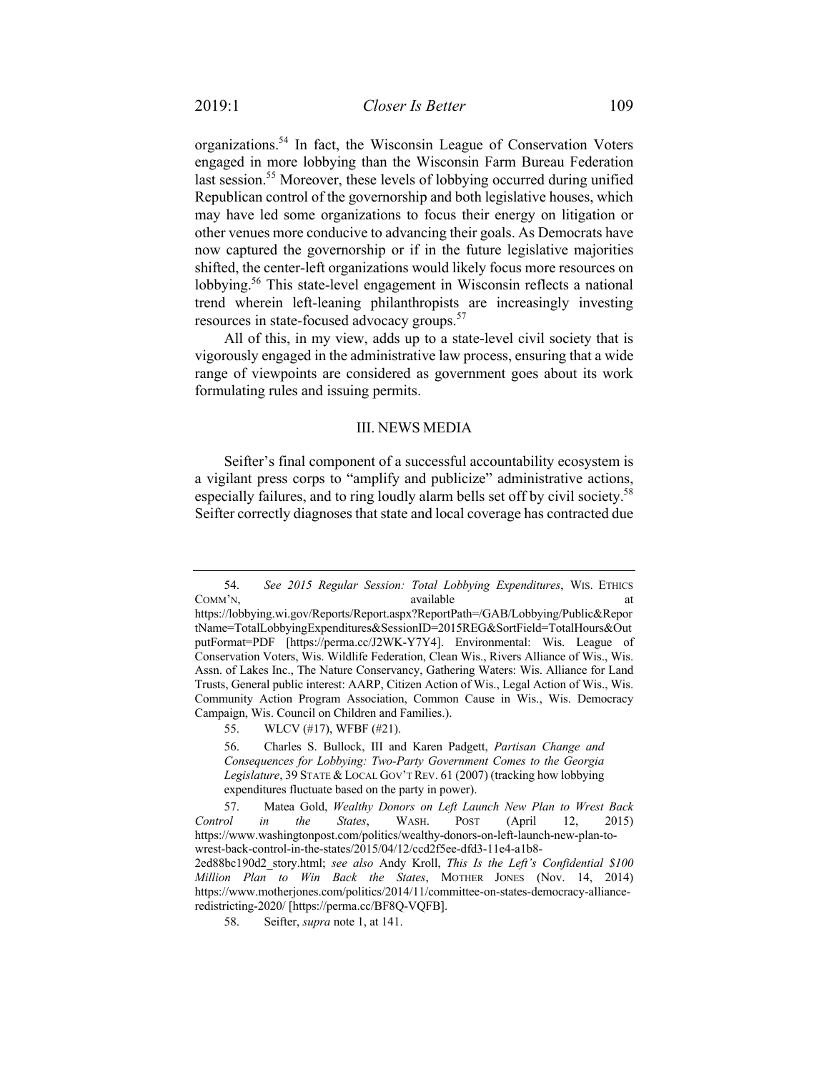organizations.[54] In fact, the Wisconsin League of Conservation Voters engaged in more lobbying than the Wisconsin Farm Bureau Federation last session.[55] Moreover, these levels of lobbying occurred during unified Republican control of the governorship and both legislative houses, which may have led some organizations to focus their energy on litigation or other venues more conducive to advancing their goals. As Democrats have now captured the governorship or if in the future legislative majorities shifted, the center-left organizations would likely focus more resources on lobbying.[56] This state-level engagement in Wisconsin reflects a national trend wherein left-leaning philanthropists are increasingly investing resources in state-focused advocacy groups.[57]

All of this, in my view, adds up to a state-level civil society that is vigorously engaged in the administrative law process, ensuring that a wide range of viewpoints are considered as government goes about its work formulating rules and issuing permits.

## III. NEWS MEDIA

Seifter's final component of a successful accountability ecosystem is a vigilant press corps to "amplify and publicize" administrative actions, especially failures, and to ring loudly alarm bells set off by civil society.[58] Seifter correctly diagnoses that state and local coverage has contracted due

---

54. *See 2015 Regular Session: Total Lobbying Expenditures*, WIS. ETHICS COMM'N, available at https://lobbying.wi.gov/Reports/Report.aspx?ReportPath=/GAB/Lobbying/Public&ReportName=TotalLobbyingExpenditures&SessionID=2015REG&SortField=TotalHours&OutputFormat=PDF [https://perma.cc/J2WK-Y7Y4]. Environmental: Wis. League of Conservation Voters, Wis. Wildlife Federation, Clean Wis., Rivers Alliance of Wis., Wis. Assn. of Lakes Inc., The Nature Conservancy, Gathering Waters: Wis. Alliance for Land Trusts, General public interest: AARP, Citizen Action of Wis., Legal Action of Wis., Wis. Community Action Program Association, Common Cause in Wis., Wis. Democracy Campaign, Wis. Council on Children and Families.).

55. WLCV (#17), WFBF (#21).

56. Charles S. Bullock, III and Karen Padgett, *Partisan Change and Consequences for Lobbying: Two-Party Government Comes to the Georgia Legislature*, 39 STATE & LOCAL GOV'T REV. 61 (2007) (tracking how lobbying expenditures fluctuate based on the party in power).

57. Matea Gold, *Wealthy Donors on Left Launch New Plan to Wrest Back Control in the States*, WASH. POST (April 12, 2015) https://www.washingtonpost.com/politics/wealthy-donors-on-left-launch-new-plan-to-wrest-back-control-in-the-states/2015/04/12/ccd2f5ee-dfd3-11e4-a1b8-2ed88bc190d2_story.html; *see also* Andy Kroll, *This Is the Left's Confidential $100 Million Plan to Win Back the States*, MOTHER JONES (Nov. 14, 2014) https://www.motherjones.com/politics/2014/11/committee-on-states-democracy-alliance-redistricting-2020/ [https://perma.cc/BF8Q-VQFB].

58. Seifter, *supra* note 1, at 141.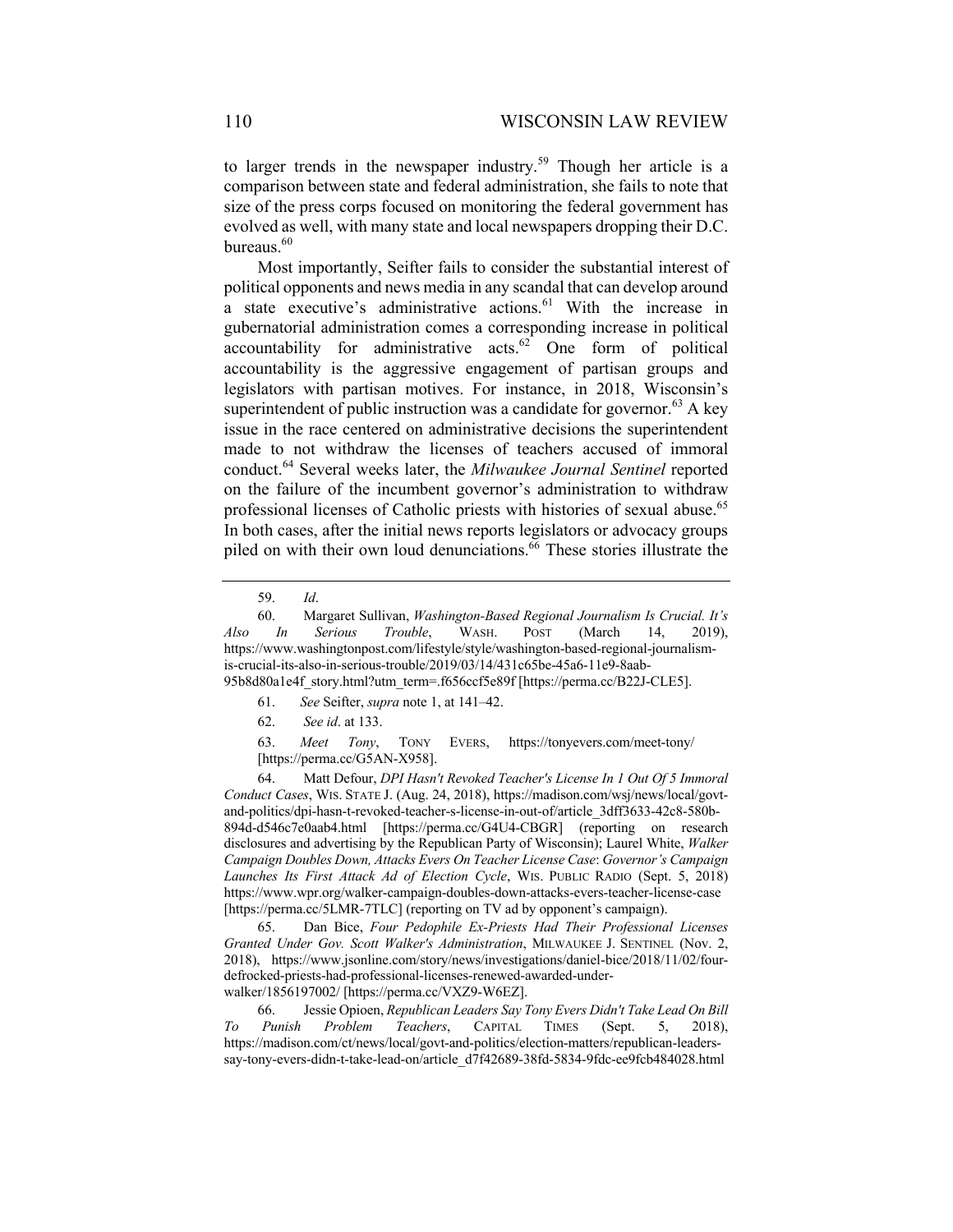to larger trends in the newspaper industry.[59] Though her article is a comparison between state and federal administration, she fails to note that size of the press corps focused on monitoring the federal government has evolved as well, with many state and local newspapers dropping their D.C. bureaus.[60]

Most importantly, Seifter fails to consider the substantial interest of political opponents and news media in any scandal that can develop around a state executive's administrative actions.[61] With the increase in gubernatorial administration comes a corresponding increase in political accountability for administrative acts.[62] One form of political accountability is the aggressive engagement of partisan groups and legislators with partisan motives. For instance, in 2018, Wisconsin's superintendent of public instruction was a candidate for governor.[63] A key issue in the race centered on administrative decisions the superintendent made to not withdraw the licenses of teachers accused of immoral conduct.[64] Several weeks later, the *Milwaukee Journal Sentinel* reported on the failure of the incumbent governor's administration to withdraw professional licenses of Catholic priests with histories of sexual abuse.[65] In both cases, after the initial news reports legislators or advocacy groups piled on with their own loud denunciations.[66] These stories illustrate the

---

59. *Id*.

60. Margaret Sullivan, *Washington-Based Regional Journalism Is Crucial. It's Also In Serious Trouble*, WASH. POST (March 14, 2019), https://www.washingtonpost.com/lifestyle/style/washington-based-regional-journalism-is-crucial-its-also-in-serious-trouble/2019/03/14/431c65be-45a6-11e9-8aab-95b8d80a1e4f_story.html?utm_term=.f656ccf5e89f [https://perma.cc/B22J-CLE5].

61. *See* Seifter, *supra* note 1, at 141–42.

62. *See id*. at 133.

63. *Meet Tony*, TONY EVERS, https://tonyevers.com/meet-tony/ [https://perma.cc/G5AN-X958].

64. Matt Defour, *DPI Hasn't Revoked Teacher's License In 1 Out Of 5 Immoral Conduct Cases*, WIS. STATE J. (Aug. 24, 2018), https://madison.com/wsj/news/local/govt-and-politics/dpi-hasn-t-revoked-teacher-s-license-in-out-of/article_3dff3633-42c8-580b-894d-d546c7e0aab4.html [https://perma.cc/G4U4-CBGR] (reporting on research disclosures and advertising by the Republican Party of Wisconsin); Laurel White, *Walker Campaign Doubles Down, Attacks Evers On Teacher License Case*: *Governor's Campaign Launches Its First Attack Ad of Election Cycle*, WIS. PUBLIC RADIO (Sept. 5, 2018) https://www.wpr.org/walker-campaign-doubles-down-attacks-evers-teacher-license-case [https://perma.cc/5LMR-7TLC] (reporting on TV ad by opponent's campaign).

65. Dan Bice, *Four Pedophile Ex-Priests Had Their Professional Licenses Granted Under Gov. Scott Walker's Administration*, MILWAUKEE J. SENTINEL (Nov. 2, 2018), https://www.jsonline.com/story/news/investigations/daniel-bice/2018/11/02/four-defrocked-priests-had-professional-licenses-renewed-awarded-under-walker/1856197002/ [https://perma.cc/VXZ9-W6EZ].

66. Jessie Opioen, *Republican Leaders Say Tony Evers Didn't Take Lead On Bill To Punish Problem Teachers*, CAPITAL TIMES (Sept. 5, 2018), https://madison.com/ct/news/local/govt-and-politics/election-matters/republican-leaders-say-tony-evers-didn-t-take-lead-on/article_d7f42689-38fd-5834-9fdc-ee9fcb484028.html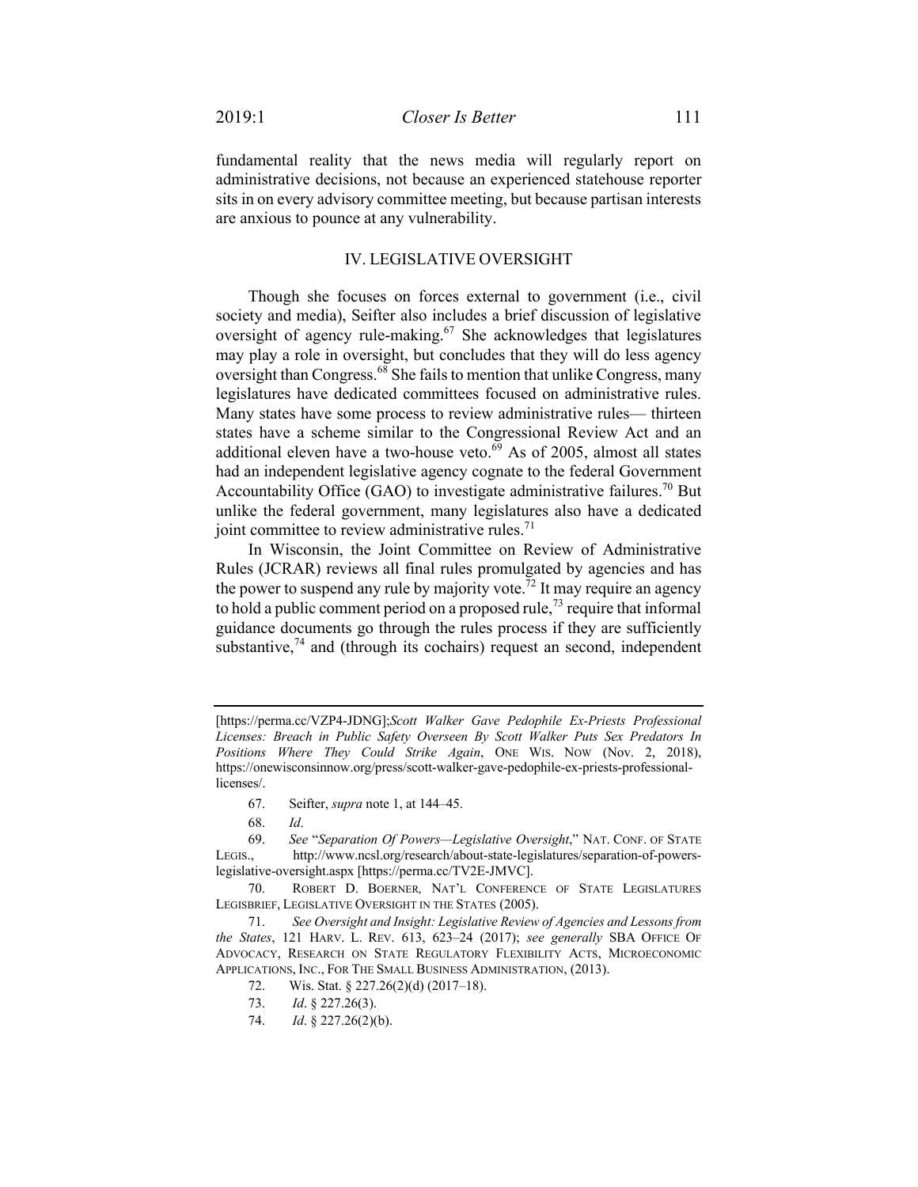fundamental reality that the news media will regularly report on administrative decisions, not because an experienced statehouse reporter sits in on every advisory committee meeting, but because partisan interests are anxious to pounce at any vulnerability.

## IV. LEGISLATIVE OVERSIGHT

Though she focuses on forces external to government (i.e., civil society and media), Seifter also includes a brief discussion of legislative oversight of agency rule-making.[67] She acknowledges that legislatures may play a role in oversight, but concludes that they will do less agency oversight than Congress.[68] She fails to mention that unlike Congress, many legislatures have dedicated committees focused on administrative rules. Many states have some process to review administrative rules— thirteen states have a scheme similar to the Congressional Review Act and an additional eleven have a two-house veto.[69] As of 2005, almost all states had an independent legislative agency cognate to the federal Government Accountability Office (GAO) to investigate administrative failures.[70] But unlike the federal government, many legislatures also have a dedicated joint committee to review administrative rules.[71]

In Wisconsin, the Joint Committee on Review of Administrative Rules (JCRAR) reviews all final rules promulgated by agencies and has the power to suspend any rule by majority vote.[72] It may require an agency to hold a public comment period on a proposed rule,[73] require that informal guidance documents go through the rules process if they are sufficiently substantive,[74] and (through its cochairs) request an second, independent

---

[https://perma.cc/VZP4-JDNG];*Scott Walker Gave Pedophile Ex-Priests Professional Licenses: Breach in Public Safety Overseen By Scott Walker Puts Sex Predators In Positions Where They Could Strike Again*, ONE WIS. NOW (Nov. 2, 2018), https://onewisconsinnow.org/press/scott-walker-gave-pedophile-ex-priests-professional-licenses/.

67. Seifter, *supra* note 1, at 144–45.

68. *Id*.

69. *See* "*Separation Of Powers—Legislative Oversight*," NAT. CONF. OF STATE LEGIS., http://www.ncsl.org/research/about-state-legislatures/separation-of-powers-legislative-oversight.aspx [https://perma.cc/TV2E-JMVC].

70. ROBERT D. BOERNER, NAT'L CONFERENCE OF STATE LEGISLATURES LEGISBRIEF, LEGISLATIVE OVERSIGHT IN THE STATES (2005).

71. *See Oversight and Insight: Legislative Review of Agencies and Lessons from the States*, 121 HARV. L. REV. 613, 623–24 (2017); *see generally* SBA OFFICE OF ADVOCACY, RESEARCH ON STATE REGULATORY FLEXIBILITY ACTS, MICROECONOMIC APPLICATIONS, INC., FOR THE SMALL BUSINESS ADMINISTRATION, (2013).

72. Wis. Stat. § 227.26(2)(d) (2017–18).

73. *Id*. § 227.26(3).

74. *Id*. § 227.26(2)(b).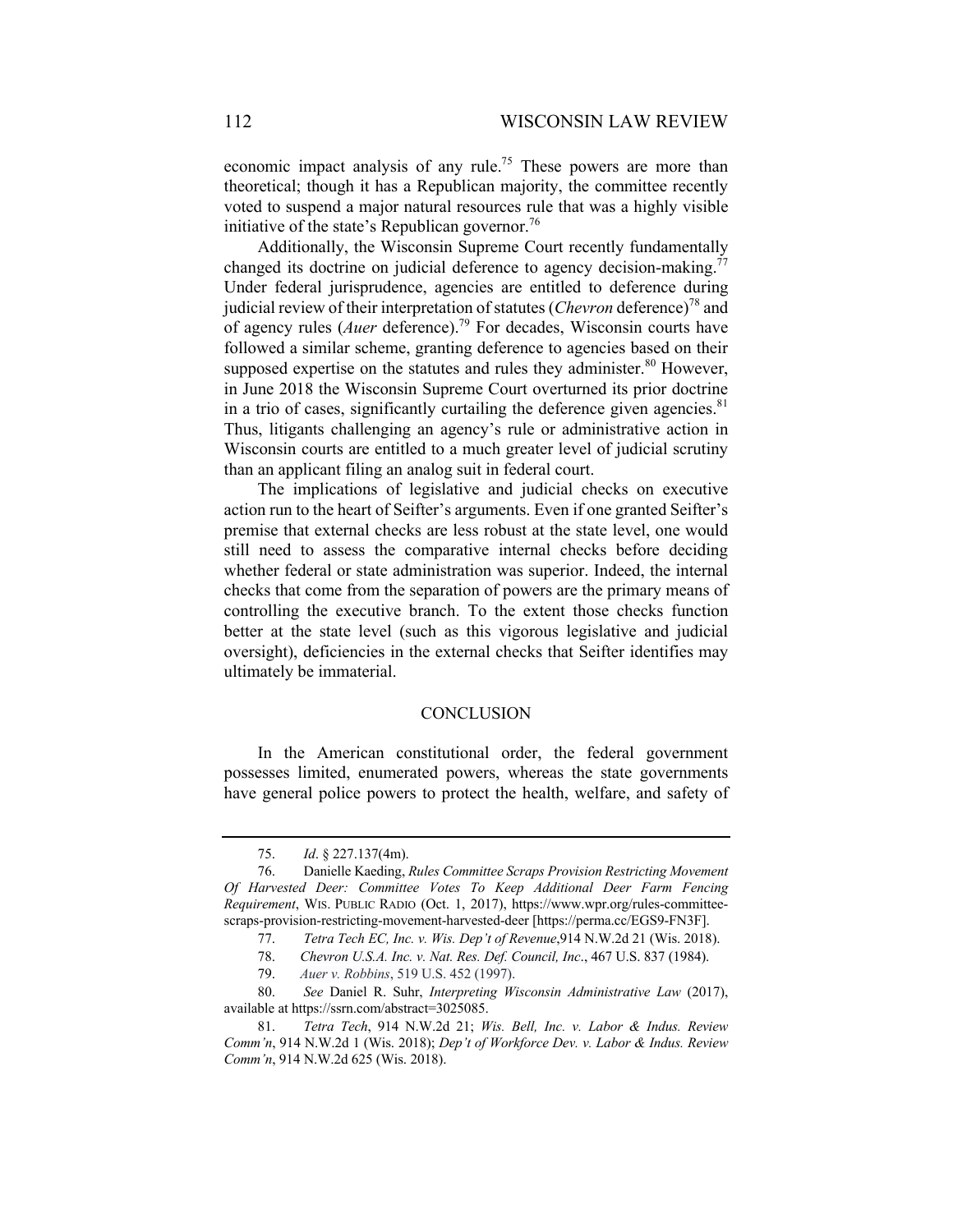economic impact analysis of any rule.[75] These powers are more than theoretical; though it has a Republican majority, the committee recently voted to suspend a major natural resources rule that was a highly visible initiative of the state's Republican governor.[76]

Additionally, the Wisconsin Supreme Court recently fundamentally changed its doctrine on judicial deference to agency decision-making.[77] Under federal jurisprudence, agencies are entitled to deference during judicial review of their interpretation of statutes (*Chevron* deference)[78] and of agency rules (*Auer* deference).[79] For decades, Wisconsin courts have followed a similar scheme, granting deference to agencies based on their supposed expertise on the statutes and rules they administer.[80] However, in June 2018 the Wisconsin Supreme Court overturned its prior doctrine in a trio of cases, significantly curtailing the deference given agencies.[81] Thus, litigants challenging an agency's rule or administrative action in Wisconsin courts are entitled to a much greater level of judicial scrutiny than an applicant filing an analog suit in federal court.

The implications of legislative and judicial checks on executive action run to the heart of Seifter's arguments. Even if one granted Seifter's premise that external checks are less robust at the state level, one would still need to assess the comparative internal checks before deciding whether federal or state administration was superior. Indeed, the internal checks that come from the separation of powers are the primary means of controlling the executive branch. To the extent those checks function better at the state level (such as this vigorous legislative and judicial oversight), deficiencies in the external checks that Seifter identifies may ultimately be immaterial.

## CONCLUSION

In the American constitutional order, the federal government possesses limited, enumerated powers, whereas the state governments have general police powers to protect the health, welfare, and safety of

---

75. *Id*. § 227.137(4m).

76. Danielle Kaeding, *Rules Committee Scraps Provision Restricting Movement Of Harvested Deer: Committee Votes To Keep Additional Deer Farm Fencing Requirement*, WIS. PUBLIC RADIO (Oct. 1, 2017), https://www.wpr.org/rules-committee-scraps-provision-restricting-movement-harvested-deer [https://perma.cc/EGS9-FN3F].

77. *Tetra Tech EC, Inc. v. Wis. Dep't of Revenue*,914 N.W.2d 21 (Wis. 2018).

78. *Chevron U.S.A. Inc. v. Nat. Res. Def. Council, Inc*., 467 U.S. 837 (1984).

79. *Auer v. Robbins*, 519 U.S. 452 (1997).

80. *See* Daniel R. Suhr, *Interpreting Wisconsin Administrative Law* (2017), available at https://ssrn.com/abstract=3025085.

81. *Tetra Tech*, 914 N.W.2d 21; *Wis. Bell, Inc. v. Labor & Indus. Review Comm'n*, 914 N.W.2d 1 (Wis. 2018); *Dep't of Workforce Dev. v. Labor & Indus. Review Comm'n*, 914 N.W.2d 625 (Wis. 2018).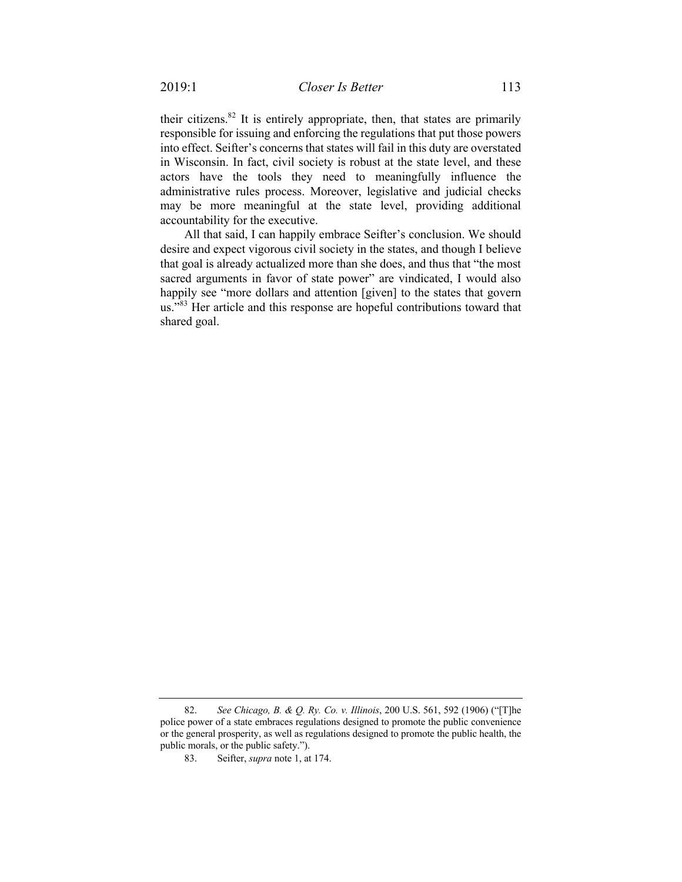their citizens.[82] It is entirely appropriate, then, that states are primarily responsible for issuing and enforcing the regulations that put those powers into effect. Seifter's concerns that states will fail in this duty are overstated in Wisconsin. In fact, civil society is robust at the state level, and these actors have the tools they need to meaningfully influence the administrative rules process. Moreover, legislative and judicial checks may be more meaningful at the state level, providing additional accountability for the executive.

All that said, I can happily embrace Seifter's conclusion. We should desire and expect vigorous civil society in the states, and though I believe that goal is already actualized more than she does, and thus that "the most sacred arguments in favor of state power" are vindicated, I would also happily see "more dollars and attention [given] to the states that govern us."[83] Her article and this response are hopeful contributions toward that shared goal.

---

82. *See Chicago, B. & Q. Ry. Co. v. Illinois*, 200 U.S. 561, 592 (1906) ("[T]he police power of a state embraces regulations designed to promote the public convenience or the general prosperity, as well as regulations designed to promote the public health, the public morals, or the public safety.").

83. Seifter, *supra* note 1, at 174.